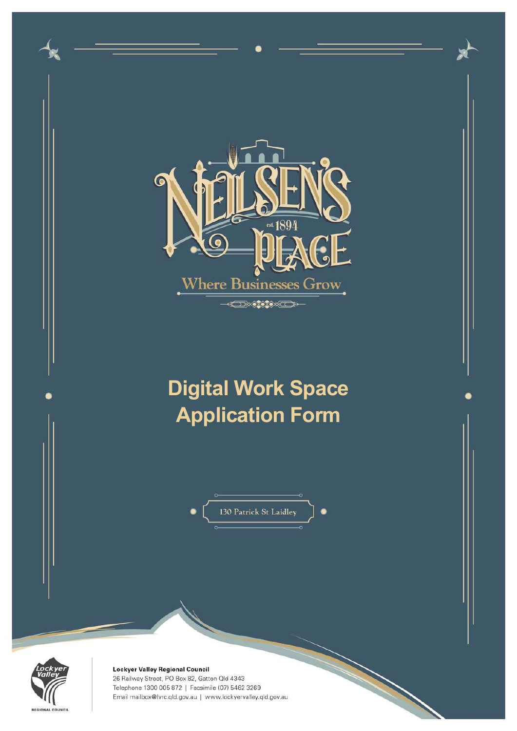NEILSEN'S PLACE

est. 1894

Where Businesses Grow

# Digital Work Space Application Form

130 Patrick St Laidley

**Lockyer Valley Regional Council**
26 Railway Street, PO Box 82, Gatton Qld 4343
Telephone 1300 005 872 | Facsimile (07) 5462 3269
Email mailbox@lvrc.qld.gov.au | www.lockyervalley.qld.gov.au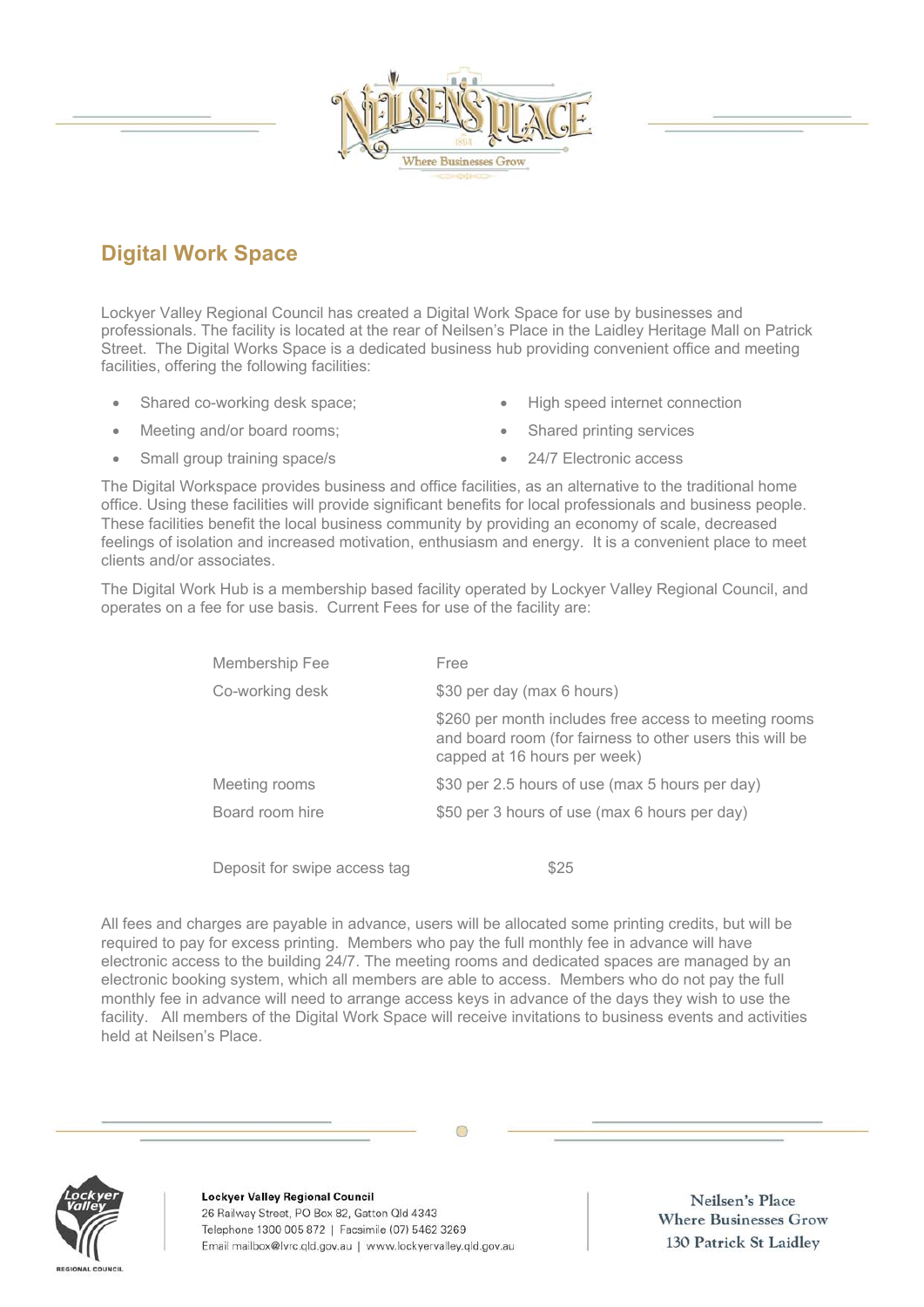## Digital Work Space

Lockyer Valley Regional Council has created a Digital Work Space for use by businesses and professionals. The facility is located at the rear of Neilsen's Place in the Laidley Heritage Mall on Patrick Street. The Digital Works Space is a dedicated business hub providing convenient office and meeting facilities, offering the following facilities:

- Shared co-working desk space;
- Meeting and/or board rooms;
- Small group training space/s
- High speed internet connection
- Shared printing services
- 24/7 Electronic access

The Digital Workspace provides business and office facilities, as an alternative to the traditional home office. Using these facilities will provide significant benefits for local professionals and business people. These facilities benefit the local business community by providing an economy of scale, decreased feelings of isolation and increased motivation, enthusiasm and energy. It is a convenient place to meet clients and/or associates.

The Digital Work Hub is a membership based facility operated by Lockyer Valley Regional Council, and operates on a fee for use basis. Current Fees for use of the facility are:

| | |
|---|---|
| Membership Fee | Free |
| Co-working desk | $30 per day (max 6 hours) |
| | $260 per month includes free access to meeting rooms and board room (for fairness to other users this will be capped at 16 hours per week) |
| Meeting rooms | $30 per 2.5 hours of use (max 5 hours per day) |
| Board room hire | $50 per 3 hours of use (max 6 hours per day) |
| Deposit for swipe access tag | $25 |

All fees and charges are payable in advance, users will be allocated some printing credits, but will be required to pay for excess printing. Members who pay the full monthly fee in advance will have electronic access to the building 24/7. The meeting rooms and dedicated spaces are managed by an electronic booking system, which all members are able to access. Members who do not pay the full monthly fee in advance will need to arrange access keys in advance of the days they wish to use the facility. All members of the Digital Work Space will receive invitations to business events and activities held at Neilsen's Place.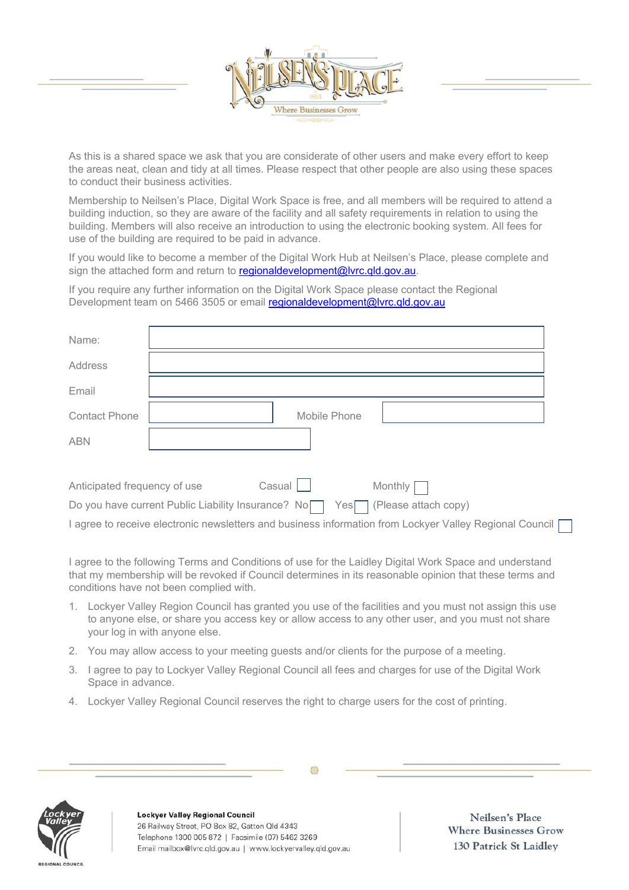As this is a shared space we ask that you are considerate of other users and make every effort to keep the areas neat, clean and tidy at all times. Please respect that other people are also using these spaces to conduct their business activities.

Membership to Neilsen's Place, Digital Work Space is free, and all members will be required to attend a building induction, so they are aware of the facility and all safety requirements in relation to using the building. Members will also receive an introduction to using the electronic booking system. All fees for use of the building are required to be paid in advance.

If you would like to become a member of the Digital Work Hub at Neilsen's Place, please complete and sign the attached form and return to regionaldevelopment@lvrc.qld.gov.au.

If you require any further information on the Digital Work Space please contact the Regional Development team on 5466 3505 or email regionaldevelopment@lvrc.qld.gov.au

Name: ______________________

Address ______________________

Email ______________________

Contact Phone ____________ Mobile Phone ____________

ABN ____________

Anticipated frequency of use Casual ☐ Monthly ☐

Do you have current Public Liability Insurance? No ☐ Yes ☐ (Please attach copy)

I agree to receive electronic newsletters and business information from Lockyer Valley Regional Council ☐

I agree to the following Terms and Conditions of use for the Laidley Digital Work Space and understand that my membership will be revoked if Council determines in its reasonable opinion that these terms and conditions have not been complied with.

1. Lockyer Valley Region Council has granted you use of the facilities and you must not assign this use to anyone else, or share you access key or allow access to any other user, and you must not share your log in with anyone else.
2. You may allow access to your meeting guests and/or clients for the purpose of a meeting.
3. I agree to pay to Lockyer Valley Regional Council all fees and charges for use of the Digital Work Space in advance.
4. Lockyer Valley Regional Council reserves the right to charge users for the cost of printing.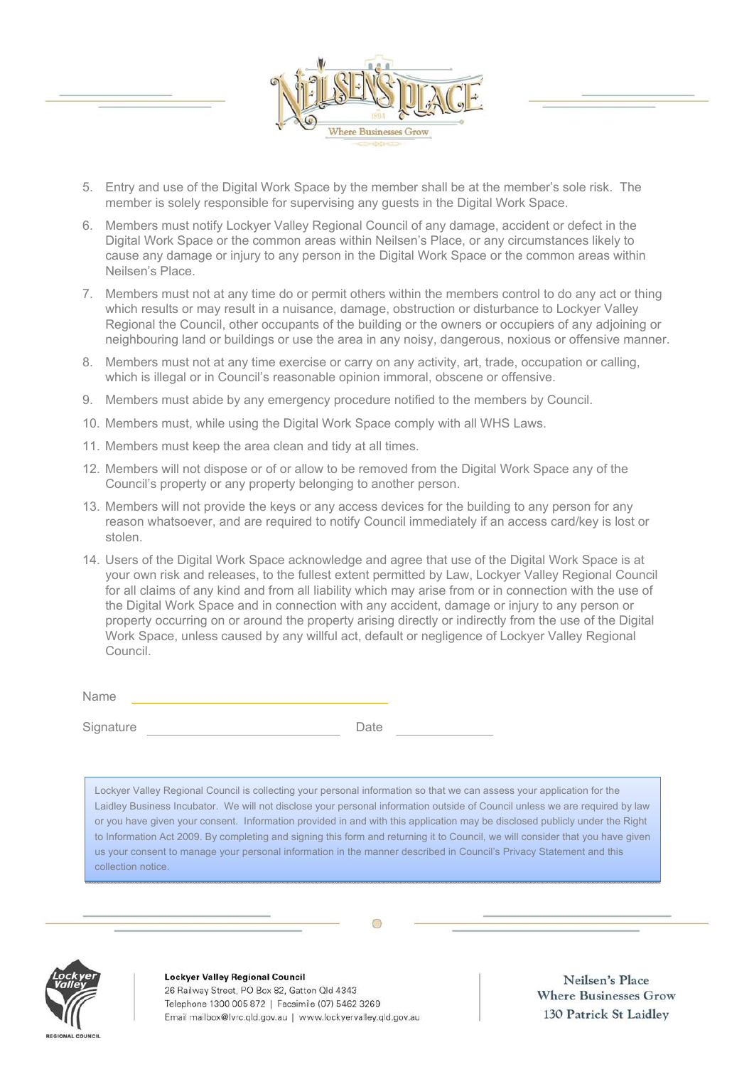5. Entry and use of the Digital Work Space by the member shall be at the member's sole risk. The member is solely responsible for supervising any guests in the Digital Work Space.
6. Members must notify Lockyer Valley Regional Council of any damage, accident or defect in the Digital Work Space or the common areas within Neilsen's Place, or any circumstances likely to cause any damage or injury to any person in the Digital Work Space or the common areas within Neilsen's Place.
7. Members must not at any time do or permit others within the members control to do any act or thing which results or may result in a nuisance, damage, obstruction or disturbance to Lockyer Valley Regional the Council, other occupants of the building or the owners or occupiers of any adjoining or neighbouring land or buildings or use the area in any noisy, dangerous, noxious or offensive manner.
8. Members must not at any time exercise or carry on any activity, art, trade, occupation or calling, which is illegal or in Council's reasonable opinion immoral, obscene or offensive.
9. Members must abide by any emergency procedure notified to the members by Council.
10. Members must, while using the Digital Work Space comply with all WHS Laws.
11. Members must keep the area clean and tidy at all times.
12. Members will not dispose or of or allow to be removed from the Digital Work Space any of the Council's property or any property belonging to another person.
13. Members will not provide the keys or any access devices for the building to any person for any reason whatsoever, and are required to notify Council immediately if an access card/key is lost or stolen.
14. Users of the Digital Work Space acknowledge and agree that use of the Digital Work Space is at your own risk and releases, to the fullest extent permitted by Law, Lockyer Valley Regional Council for all claims of any kind and from all liability which may arise from or in connection with the use of the Digital Work Space and in connection with any accident, damage or injury to any person or property occurring on or around the property arising directly or indirectly from the use of the Digital Work Space, unless caused by any willful act, default or negligence of Lockyer Valley Regional Council.

Name ______________________________

Signature ______________________ Date ____________

Lockyer Valley Regional Council is collecting your personal information so that we can assess your application for the Laidley Business Incubator. We will not disclose your personal information outside of Council unless we are required by law or you have given your consent. Information provided in and with this application may be disclosed publicly under the Right to Information Act 2009. By completing and signing this form and returning it to Council, we will consider that you have given us your consent to manage your personal information in the manner described in Council's Privacy Statement and this collection notice.